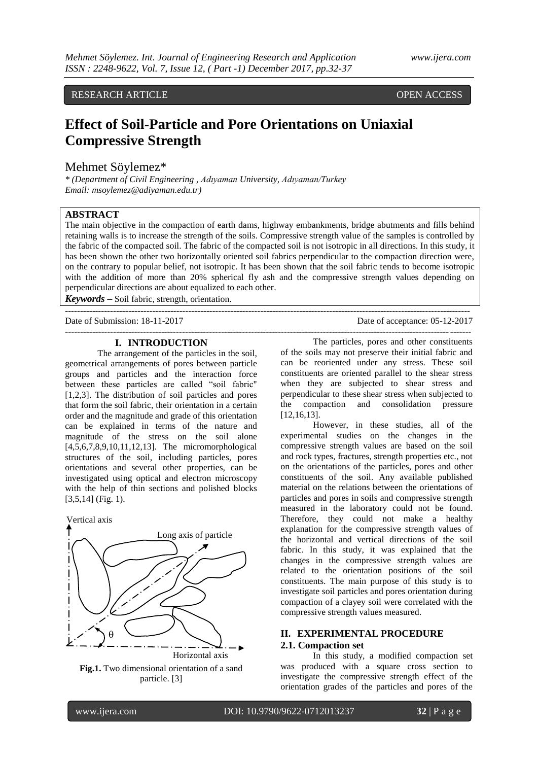RESEARCH ARTICLE OPEN ACCESS

# Effect of Soil-Particle and Pore Orientations on Uniaxial Compressive Strength

Mehmet Söylemez*

*\* (Department of Civil Engineering , Adıyaman University, Adıyaman/Turkey*
*Email: msoylemez@adiyaman.edu.tr)*

## ABSTRACT

The main objective in the compaction of earth dams, highway embankments, bridge abutments and fills behind retaining walls is to increase the strength of the soils. Compressive strength value of the samples is controlled by the fabric of the compacted soil. The fabric of the compacted soil is not isotropic in all directions. In this study, it has been shown the other two horizontally oriented soil fabrics perpendicular to the compaction direction were, on the contrary to popular belief, not isotropic. It has been shown that the soil fabric tends to become isotropic with the addition of more than 20% spherical fly ash and the compressive strength values depending on perpendicular directions are about equalized to each other.

***Keywords*** – Soil fabric, strength, orientation.

---

Date of Submission: 18-11-2017 Date of acceptance: 05-12-2017

---

## I. INTRODUCTION

The arrangement of the particles in the soil, geometrical arrangements of pores between particle groups and particles and the interaction force between these particles are called "soil fabric" [1,2,3]. The distribution of soil particles and pores that form the soil fabric, their orientation in a certain order and the magnitude and grade of this orientation can be explained in terms of the nature and magnitude of the stress on the soil alone [4,5,6,7,8,9,10,11,12,13]. The micromorphological structures of the soil, including particles, pores orientations and several other properties, can be investigated using optical and electron microscopy with the help of thin sections and polished blocks [3,5,14] (Fig. 1).

**Fig.1.** Two dimensional orientation of a sand particle. [3]

The particles, pores and other constituents of the soils may not preserve their initial fabric and can be reoriented under any stress. These soil constituents are oriented parallel to the shear stress when they are subjected to shear stress and perpendicular to these shear stress when subjected to the compaction and consolidation pressure [12,16,13].

However, in these studies, all of the experimental studies on the changes in the compressive strength values are based on the soil and rock types, fractures, strength properties etc., not on the orientations of the particles, pores and other constituents of the soil. Any available published material on the relations between the orientations of particles and pores in soils and compressive strength measured in the laboratory could not be found. Therefore, they could not make a healthy explanation for the compressive strength values of the horizontal and vertical directions of the soil fabric. In this study, it was explained that the changes in the compressive strength values are related to the orientation positions of the soil constituents. The main purpose of this study is to investigate soil particles and pores orientation during compaction of a clayey soil were correlated with the compressive strength values measured.

## II. EXPERIMENTAL PROCEDURE

### 2.1. Compaction set

In this study, a modified compaction set was produced with a square cross section to investigate the compressive strength effect of the orientation grades of the particles and pores of the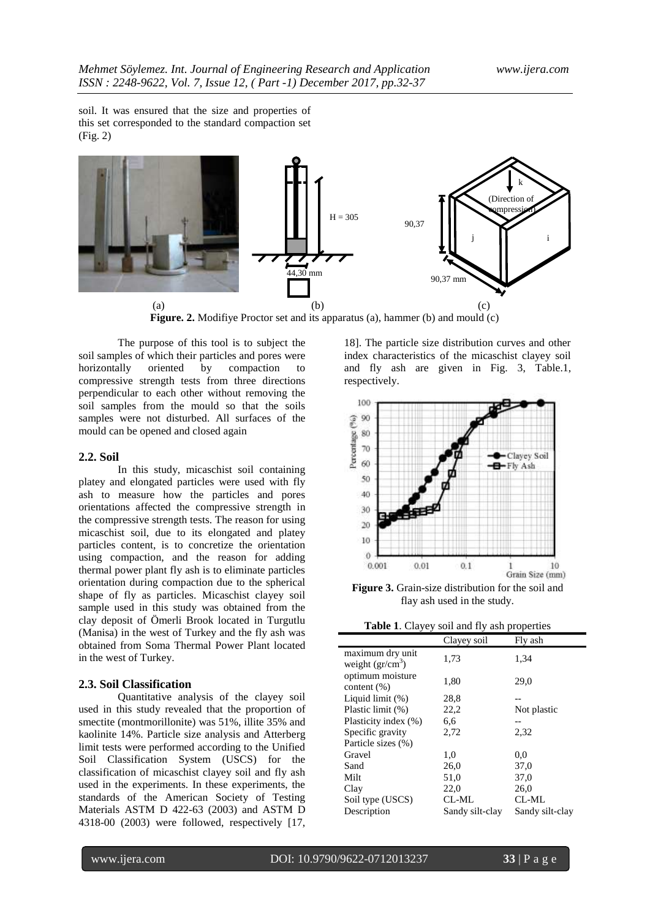soil. It was ensured that the size and properties of this set corresponded to the standard compaction set (Fig. 2)

**Figure. 2.** Modifiye Proctor set and its apparatus (a), hammer (b) and mould (c)

The purpose of this tool is to subject the soil samples of which their particles and pores were horizontally oriented by compaction to compressive strength tests from three directions perpendicular to each other without removing the soil samples from the mould so that the soils samples were not disturbed. All surfaces of the mould can be opened and closed again

### 2.2. Soil

In this study, micaschist soil containing platey and elongated particles were used with fly ash to measure how the particles and pores orientations affected the compressive strength in the compressive strength tests. The reason for using micaschist soil, due to its elongated and platey particles content, is to concretize the orientation using compaction, and the reason for adding thermal power plant fly ash is to eliminate particles orientation during compaction due to the spherical shape of fly as particles. Micaschist clayey soil sample used in this study was obtained from the clay deposit of Ömerli Brook located in Turgutlu (Manisa) in the west of Turkey and the fly ash was obtained from Soma Thermal Power Plant located in the west of Turkey.

### 2.3. Soil Classification

Quantitative analysis of the clayey soil used in this study revealed that the proportion of smectite (montmorillonite) was 51%, illite 35% and kaolinite 14%. Particle size analysis and Atterberg limit tests were performed according to the Unified Soil Classification System (USCS) for the classification of micaschist clayey soil and fly ash used in the experiments. In these experiments, the standards of the American Society of Testing Materials ASTM D 422-63 (2003) and ASTM D 4318-00 (2003) were followed, respectively [17, 18]. The particle size distribution curves and other index characteristics of the micaschist clayey soil and fly ash are given in Fig. 3, Table.1, respectively.

**Figure 3.** Grain-size distribution for the soil and flay ash used in the study.

**Table 1**. Clayey soil and fly ash properties

| | Clayey soil | Fly ash |
|---|---|---|
| maximum dry unit weight (gr/cm$^3$) | 1,73 | 1,34 |
| optimum moisture content (%) | 1,80 | 29,0 |
| Liquid limit (%) | 28,8 | -- |
| Plastic limit (%) | 22,2 | Not plastic |
| Plasticity index (%) | 6,6 | -- |
| Specific gravity | 2,72 | 2,32 |
| Particle sizes (%) | | |
| Gravel | 1,0 | 0,0 |
| Sand | 26,0 | 37,0 |
| Milt | 51,0 | 37,0 |
| Clay | 22,0 | 26,0 |
| Soil type (USCS) | CL-ML | CL-ML |
| Description | Sandy silt-clay | Sandy silt-clay |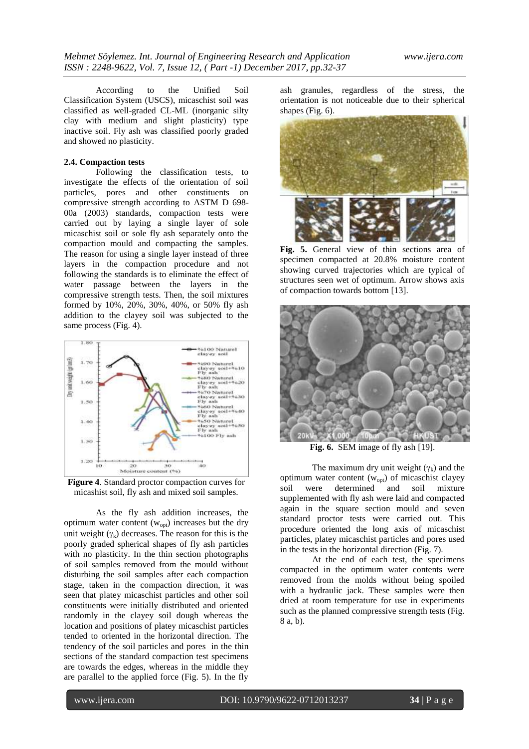According to the Unified Soil Classification System (USCS), micaschist soil was classified as well-graded CL-ML (inorganic silty clay with medium and slight plasticity) type inactive soil. Fly ash was classified poorly graded and showed no plasticity.

### 2.4. Compaction tests

Following the classification tests, to investigate the effects of the orientation of soil particles, pores and other constituents on compressive strength according to ASTM D 698-00a (2003) standards, compaction tests were carried out by laying a single layer of sole micaschist soil or sole fly ash separately onto the compaction mould and compacting the samples. The reason for using a single layer instead of three layers in the compaction procedure and not following the standards is to eliminate the effect of water passage between the layers in the compressive strength tests. Then, the soil mixtures formed by 10%, 20%, 30%, 40%, or 50% fly ash addition to the clayey soil was subjected to the same process (Fig. 4).

**Figure 4**. Standard proctor compaction curves for micashist soil, fly ash and mixed soil samples.

As the fly ash addition increases, the optimum water content ($w_{opt}$) increases but the dry unit weight ($\gamma_k$) decreases. The reason for this is the poorly graded spherical shapes of fly ash particles with no plasticity. In the thin section photographs of soil samples removed from the mould without disturbing the soil samples after each compaction stage, taken in the compaction direction, it was seen that platey micaschist particles and other soil constituents were initially distributed and oriented randomly in the clayey soil dough whereas the location and positions of platey micaschist particles tended to oriented in the horizontal direction. The tendency of the soil particles and pores in the thin sections of the standard compaction test specimens are towards the edges, whereas in the middle they are parallel to the applied force (Fig. 5). In the fly ash granules, regardless of the stress, the orientation is not noticeable due to their spherical shapes (Fig. 6).

**Fig. 5.** General view of thin sections area of specimen compacted at 20.8% moisture content showing curved trajectories which are typical of structures seen wet of optimum. Arrow shows axis of compaction towards bottom [13].

**Fig. 6.** SEM image of fly ash [19].

The maximum dry unit weight ($\gamma_k$) and the optimum water content ($w_{opt}$) of micaschist clayey soil were determined and soil mixture supplemented with fly ash were laid and compacted again in the square section mould and seven standard proctor tests were carried out. This procedure oriented the long axis of micaschist particles, platey micaschist particles and pores used in the tests in the horizontal direction (Fig. 7).

At the end of each test, the specimens compacted in the optimum water contents were removed from the molds without being spoiled with a hydraulic jack. These samples were then dried at room temperature for use in experiments such as the planned compressive strength tests (Fig. 8 a, b).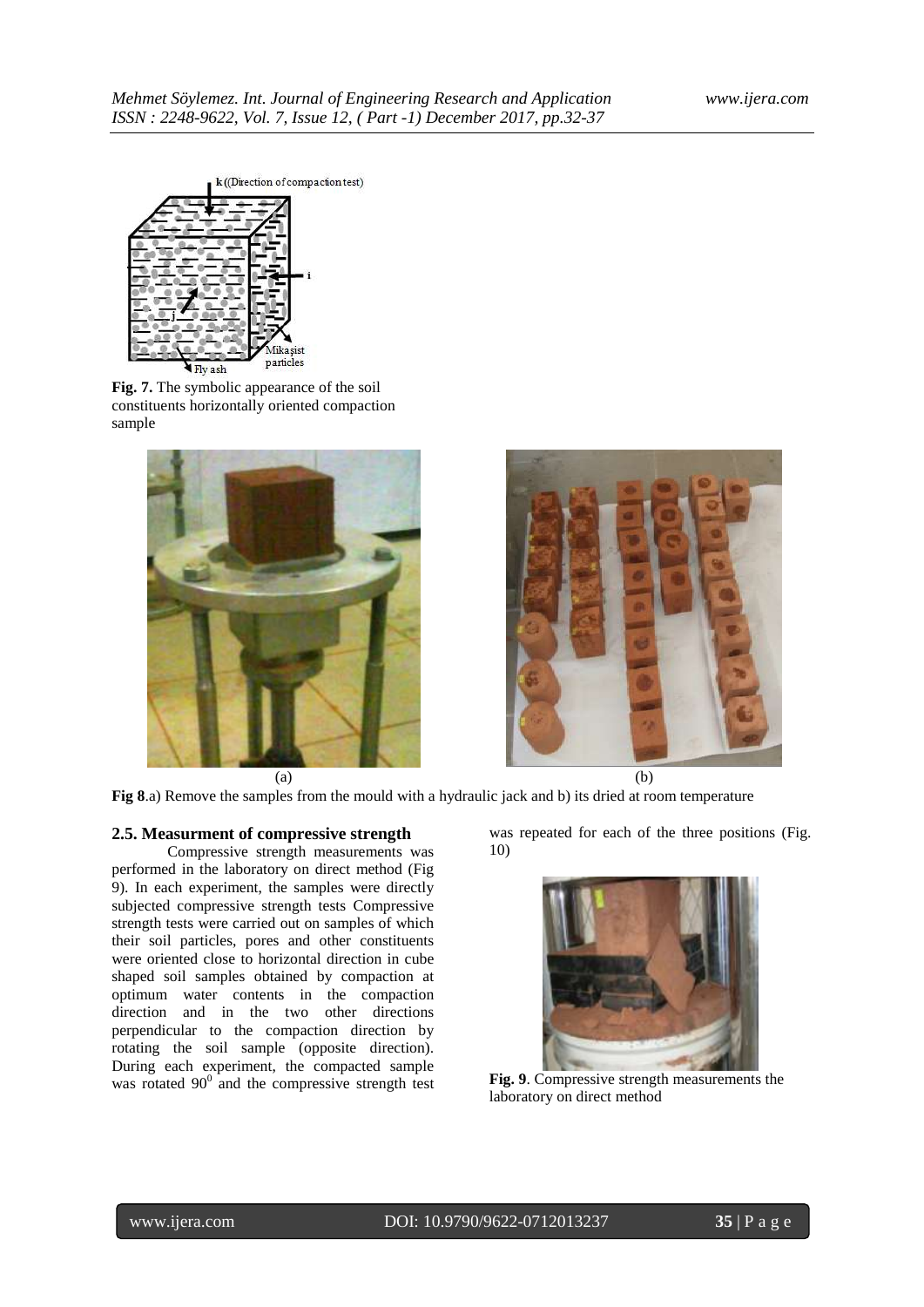Fig. 7. The symbolic appearance of the soil constituents horizontally oriented compaction sample

(a) (b)

**Fig 8**.a) Remove the samples from the mould with a hydraulic jack and b) its dried at room temperature

### 2.5. Measurment of compressive strength

Compressive strength measurements was performed in the laboratory on direct method (Fig 9). In each experiment, the samples were directly subjected compressive strength tests Compressive strength tests were carried out on samples of which their soil particles, pores and other constituents were oriented close to horizontal direction in cube shaped soil samples obtained by compaction at optimum water contents in the compaction direction and in the two other directions perpendicular to the compaction direction by rotating the soil sample (opposite direction). During each experiment, the compacted sample was rotated $90^0$ and the compressive strength test was repeated for each of the three positions (Fig. 10)

**Fig. 9**. Compressive strength measurements the laboratory on direct method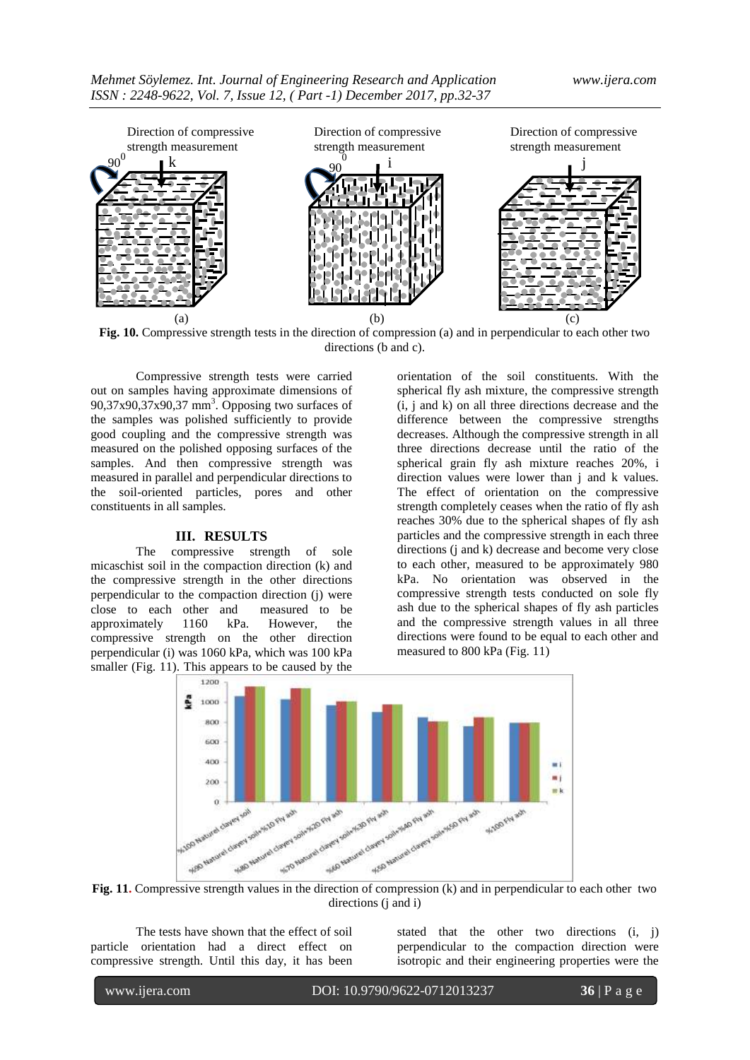Fig. 10. Compressive strength tests in the direction of compression (a) and in perpendicular to each other two directions (b and c).

Compressive strength tests were carried out on samples having approximate dimensions of 90,37x90,37x90,37 mm$^3$. Opposing two surfaces of the samples was polished sufficiently to provide good coupling and the compressive strength was measured on the polished opposing surfaces of the samples. And then compressive strength was measured in parallel and perpendicular directions to the soil-oriented particles, pores and other constituents in all samples.

## III. RESULTS

The compressive strength of sole micaschist soil in the compaction direction (k) and the compressive strength in the other directions perpendicular to the compaction direction (j) were close to each other and measured to be approximately 1160 kPa. However, the compressive strength on the other direction perpendicular (i) was 1060 kPa, which was 100 kPa smaller (Fig. 11). This appears to be caused by the orientation of the soil constituents. With the spherical fly ash mixture, the compressive strength (i, j and k) on all three directions decrease and the difference between the compressive strengths decreases. Although the compressive strength in all three directions decrease until the ratio of the spherical grain fly ash mixture reaches 20%, i direction values were lower than j and k values. The effect of orientation on the compressive strength completely ceases when the ratio of fly ash reaches 30% due to the spherical shapes of fly ash particles and the compressive strength in each three directions (j and k) decrease and become very close to each other, measured to be approximately 980 kPa. No orientation was observed in the compressive strength tests conducted on sole fly ash due to the spherical shapes of fly ash particles and the compressive strength values in all three directions were found to be equal to each other and measured to 800 kPa (Fig. 11)

Fig. 11. Compressive strength values in the direction of compression (k) and in perpendicular to each other two directions (j and i)

The tests have shown that the effect of soil particle orientation had a direct effect on compressive strength. Until this day, it has been stated that the other two directions (i, j) perpendicular to the compaction direction were isotropic and their engineering properties were the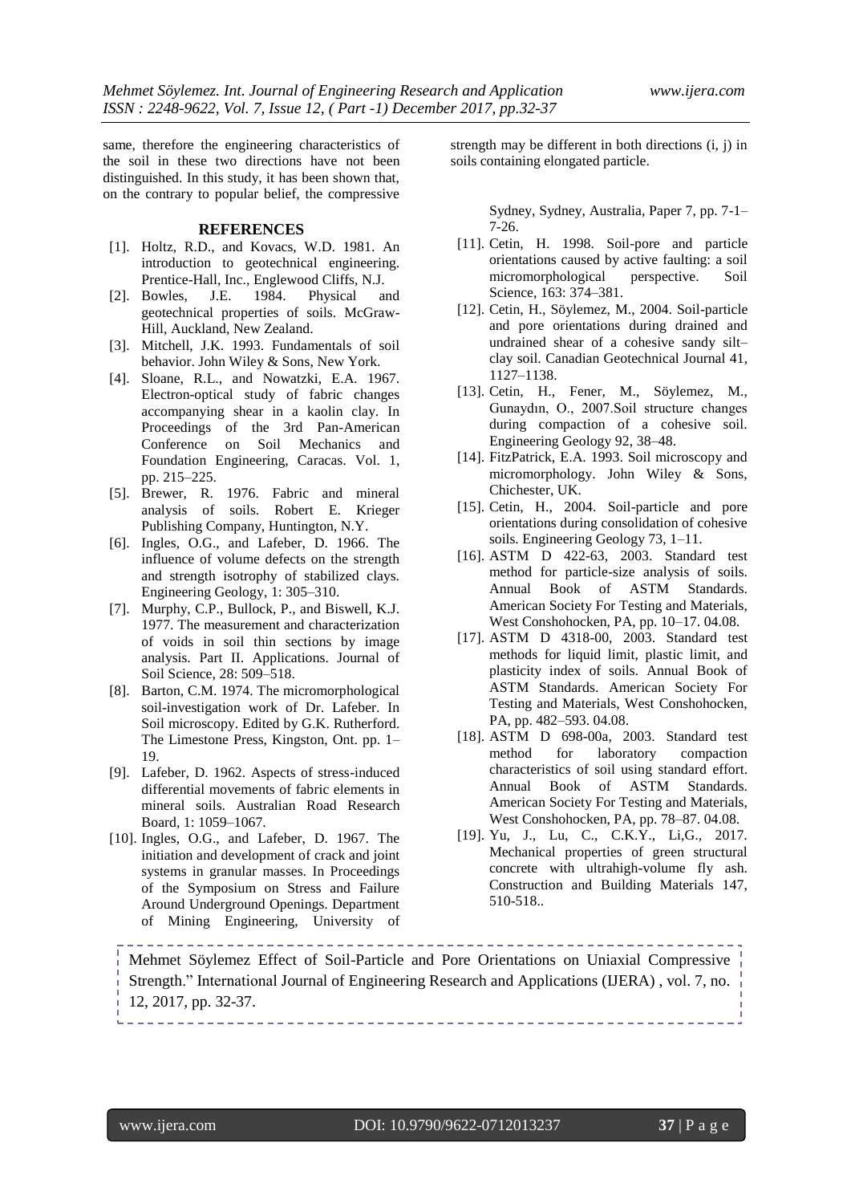same, therefore the engineering characteristics of the soil in these two directions have not been distinguished. In this study, it has been shown that, on the contrary to popular belief, the compressive strength may be different in both directions (i, j) in soils containing elongated particle.

## REFERENCES

[1]. Holtz, R.D., and Kovacs, W.D. 1981. An introduction to geotechnical engineering. Prentice-Hall, Inc., Englewood Cliffs, N.J.

[2]. Bowles, J.E. 1984. Physical and geotechnical properties of soils. McGraw-Hill, Auckland, New Zealand.

[3]. Mitchell, J.K. 1993. Fundamentals of soil behavior. John Wiley & Sons, New York.

[4]. Sloane, R.L., and Nowatzki, E.A. 1967. Electron-optical study of fabric changes accompanying shear in a kaolin clay. In Proceedings of the 3rd Pan-American Conference on Soil Mechanics and Foundation Engineering, Caracas. Vol. 1, pp. 215–225.

[5]. Brewer, R. 1976. Fabric and mineral analysis of soils. Robert E. Krieger Publishing Company, Huntington, N.Y.

[6]. Ingles, O.G., and Lafeber, D. 1966. The influence of volume defects on the strength and strength isotrophy of stabilized clays. Engineering Geology, 1: 305–310.

[7]. Murphy, C.P., Bullock, P., and Biswell, K.J. 1977. The measurement and characterization of voids in soil thin sections by image analysis. Part II. Applications. Journal of Soil Science, 28: 509–518.

[8]. Barton, C.M. 1974. The micromorphological soil-investigation work of Dr. Lafeber. In Soil microscopy. Edited by G.K. Rutherford. The Limestone Press, Kingston, Ont. pp. 1–19.

[9]. Lafeber, D. 1962. Aspects of stress-induced differential movements of fabric elements in mineral soils. Australian Road Research Board, 1: 1059–1067.

[10]. Ingles, O.G., and Lafeber, D. 1967. The initiation and development of crack and joint systems in granular masses. In Proceedings of the Symposium on Stress and Failure Around Underground Openings. Department of Mining Engineering, University of Sydney, Sydney, Australia, Paper 7, pp. 7-1–7-26.

[11]. Cetin, H. 1998. Soil-pore and particle orientations caused by active faulting: a soil micromorphological perspective. Soil Science, 163: 374–381.

[12]. Cetin, H., Söylemez, M., 2004. Soil-particle and pore orientations during drained and undrained shear of a cohesive sandy silt–clay soil. Canadian Geotechnical Journal 41, 1127–1138.

[13]. Cetin, H., Fener, M., Söylemez, M., Gunaydın, O., 2007.Soil structure changes during compaction of a cohesive soil. Engineering Geology 92, 38–48.

[14]. FitzPatrick, E.A. 1993. Soil microscopy and micromorphology. John Wiley & Sons, Chichester, UK.

[15]. Cetin, H., 2004. Soil-particle and pore orientations during consolidation of cohesive soils. Engineering Geology 73, 1–11.

[16]. ASTM D 422-63, 2003. Standard test method for particle-size analysis of soils. Annual Book of ASTM Standards. American Society For Testing and Materials, West Conshohocken, PA, pp. 10–17. 04.08.

[17]. ASTM D 4318-00, 2003. Standard test methods for liquid limit, plastic limit, and plasticity index of soils. Annual Book of ASTM Standards. American Society For Testing and Materials, West Conshohocken, PA, pp. 482–593. 04.08.

[18]. ASTM D 698-00a, 2003. Standard test method for laboratory compaction characteristics of soil using standard effort. Annual Book of ASTM Standards. American Society For Testing and Materials, West Conshohocken, PA, pp. 78–87. 04.08.

[19]. Yu, J., Lu, C., C.K.Y., Li,G., 2017. Mechanical properties of green structural concrete with ultrahigh-volume fly ash. Construction and Building Materials 147, 510-518..

Mehmet Söylemez Effect of Soil-Particle and Pore Orientations on Uniaxial Compressive Strength." International Journal of Engineering Research and Applications (IJERA) , vol. 7, no. 12, 2017, pp. 32-37.